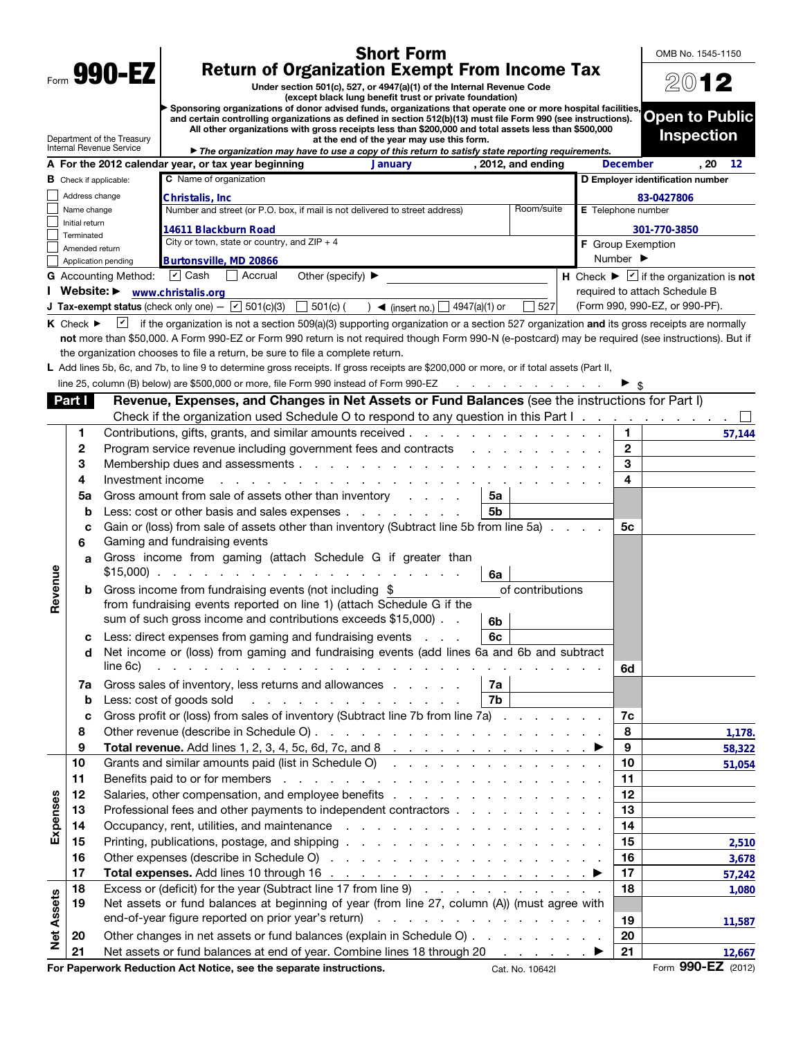Form **990-EZ**

Department of the Treasury
Internal Revenue Service

# Short Form
# Return of Organization Exempt From Income Tax

**Under section 501(c), 527, or 4947(a)(1) of the Internal Revenue Code**
**(except black lung benefit trust or private foundation)**

▶ **Sponsoring organizations of donor advised funds, organizations that operate one or more hospital facilities, and certain controlling organizations as defined in section 512(b)(13) must file Form 990 (see instructions). All other organizations with gross receipts less than $200,000 and total assets less than $500,000 at the end of the year may use this form.**

▶ ***The organization may have to use a copy of this return to satisfy state reporting requirements.***

OMB No. 1545-1150

**2012**

**Open to Public Inspection**

**A For the 2012 calendar year, or tax year beginning** January **, 2012, and ending** December **, 20** 12

**B** Check if applicable:
- ☐ Address change
- ☐ Name change
- ☐ Initial return
- ☐ Terminated
- ☐ Amended return
- ☐ Application pending

**C** Name of organization: **Christalis, Inc**

Number and street (or P.O. box, if mail is not delivered to street address): **14611 Blackburn Road** | Room/suite:

City or town, state or country, and ZIP + 4: **Burtonsville, MD 20866**

**D Employer identification number:** 83-0427806

**E** Telephone number: 301-770-3850

**F** Group Exemption Number ▶

**G** Accounting Method: ☑ Cash ☐ Accrual Other (specify) ▶

**H** Check ▶ ☑ if the organization is **not** required to attach Schedule B (Form 990, 990-EZ, or 990-PF).

**I Website:** ▶ www.christalis.org

**J Tax-exempt status** (check only one) — ☑ 501(c)(3) ☐ 501(c) ( ) ◀ (insert no.) ☐ 4947(a)(1) or ☐ 527

**K** Check ▶ ☑ if the organization is not a section 509(a)(3) supporting organization or a section 527 organization **and** its gross receipts are normally **not** more than $50,000. A Form 990-EZ or Form 990 return is not required though Form 990-N (e-postcard) may be required (see instructions). But if the organization chooses to file a return, be sure to file a complete return.

**L** Add lines 5b, 6c, and 7b, to line 9 to determine gross receipts. If gross receipts are $200,000 or more, or if total assets (Part II, line 25, column (B) below) are $500,000 or more, file Form 990 instead of Form 990-EZ . . . ▶ $

## Part I — Revenue, Expenses, and Changes in Net Assets or Fund Balances (see the instructions for Part I)

Check if the organization used Schedule O to respond to any question in this Part I ☐

| Section | Line | Description | Sub-line | Sub-amount | Line | Amount |
|---|---|---|---|---|---|---|
| Revenue | 1 | Contributions, gifts, grants, and similar amounts received | | | 1 | 57,144 |
| | 2 | Program service revenue including government fees and contracts | | | 2 | |
| | 3 | Membership dues and assessments | | | 3 | |
| | 4 | Investment income | | | 4 | |
| | 5a | Gross amount from sale of assets other than inventory | 5a | | | |
| | b | Less: cost or other basis and sales expenses | 5b | | | |
| | c | Gain or (loss) from sale of assets other than inventory (Subtract line 5b from line 5a) | | | 5c | |
| | 6 | Gaming and fundraising events | | | | |
| | a | Gross income from gaming (attach Schedule G if greater than $15,000) | 6a | | | |
| | b | Gross income from fundraising events (not including $ of contributions from fundraising events reported on line 1) (attach Schedule G if the sum of such gross income and contributions exceeds $15,000) | 6b | | | |
| | c | Less: direct expenses from gaming and fundraising events | 6c | | | |
| | d | Net income or (loss) from gaming and fundraising events (add lines 6a and 6b and subtract line 6c) | | | 6d | |
| | 7a | Gross sales of inventory, less returns and allowances | 7a | | | |
| | b | Less: cost of goods sold | 7b | | | |
| | c | Gross profit or (loss) from sales of inventory (Subtract line 7b from line 7a) | | | 7c | |
| | 8 | Other revenue (describe in Schedule O) | | | 8 | 1,178. |
| | 9 | **Total revenue.** Add lines 1, 2, 3, 4, 5c, 6d, 7c, and 8 ▶ | | | 9 | 58,322 |
| Expenses | 10 | Grants and similar amounts paid (list in Schedule O) | | | 10 | 51,054 |
| | 11 | Benefits paid to or for members | | | 11 | |
| | 12 | Salaries, other compensation, and employee benefits | | | 12 | |
| | 13 | Professional fees and other payments to independent contractors | | | 13 | |
| | 14 | Occupancy, rent, utilities, and maintenance | | | 14 | |
| | 15 | Printing, publications, postage, and shipping | | | 15 | 2,510 |
| | 16 | Other expenses (describe in Schedule O) | | | 16 | 3,678 |
| | 17 | **Total expenses.** Add lines 10 through 16 ▶ | | | 17 | 57,242 |
| Net Assets | 18 | Excess or (deficit) for the year (Subtract line 17 from line 9) | | | 18 | 1,080 |
| | 19 | Net assets or fund balances at beginning of year (from line 27, column (A)) (must agree with end-of-year figure reported on prior year's return) | | | 19 | 11,587 |
| | 20 | Other changes in net assets or fund balances (explain in Schedule O) | | | 20 | |
| | 21 | Net assets or fund balances at end of year. Combine lines 18 through 20 ▶ | | | 21 | 12,667 |

**For Paperwork Reduction Act Notice, see the separate instructions.** Cat. No. 10642I Form **990-EZ** (2012)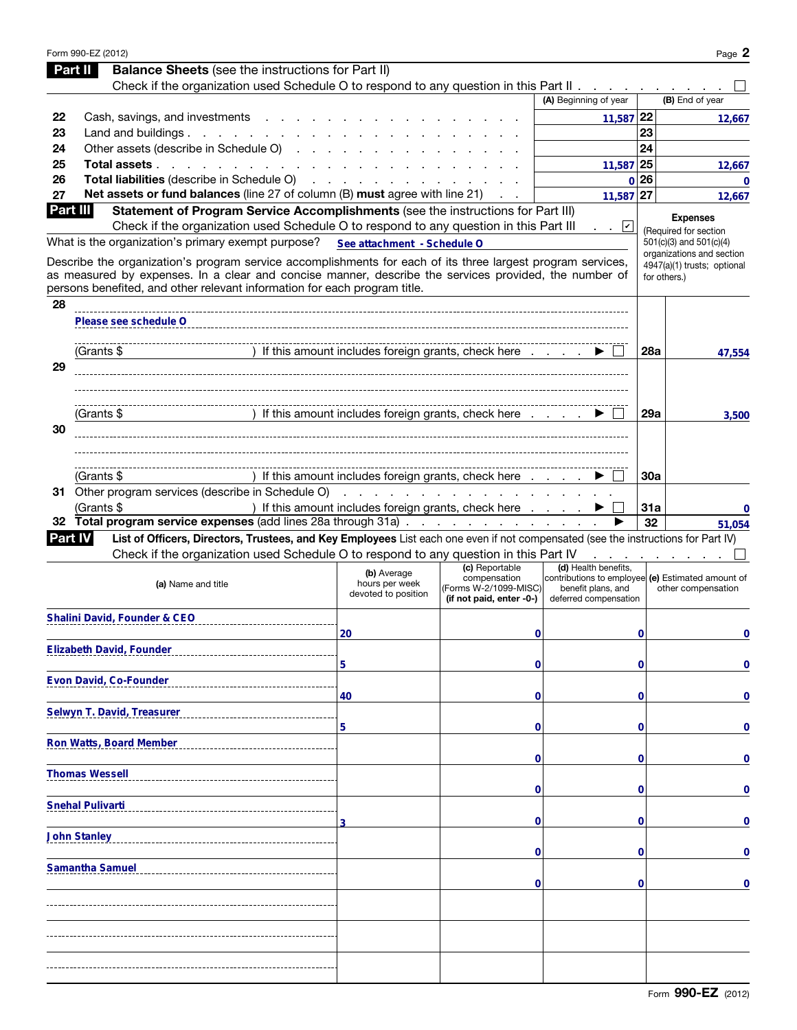## Part II Balance Sheets (see the instructions for Part II)

Check if the organization used Schedule O to respond to any question in this Part II . . . . . . . . . . ☐

| | | (A) Beginning of year | | (B) End of year |
|---|---|---|---|---|
| 22 | Cash, savings, and investments | 11,587 | 22 | 12,667 |
| 23 | Land and buildings | | 23 | |
| 24 | Other assets (describe in Schedule O) | | 24 | |
| 25 | **Total assets** | 11,587 | 25 | 12,667 |
| 26 | **Total liabilities** (describe in Schedule O) | 0 | 26 | 0 |
| 27 | **Net assets or fund balances** (line 27 of column (B) **must** agree with line 21) | 11,587 | 27 | 12,667 |

## Part III Statement of Program Service Accomplishments (see the instructions for Part III)

Check if the organization used Schedule O to respond to any question in this Part III . . ☑

What is the organization's primary exempt purpose? See attachment - Schedule O

Describe the organization's program service accomplishments for each of its three largest program services, as measured by expenses. In a clear and concise manner, describe the services provided, the number of persons benefited, and other relevant information for each program title.

**Expenses** (Required for section 501(c)(3) and 501(c)(4) organizations and section 4947(a)(1) trusts; optional for others.)

| | | | Expenses |
|---|---|---|---|
| 28 | Please see schedule O<br>(Grants $ ) If this amount includes foreign grants, check here ☐ | 28a | 47,554 |
| 29 | (Grants $ ) If this amount includes foreign grants, check here ☐ | 29a | 3,500 |
| 30 | (Grants $ ) If this amount includes foreign grants, check here ☐ | 30a | |
| 31 | Other program services (describe in Schedule O)<br>(Grants $ ) If this amount includes foreign grants, check here ☐ | 31a | 0 |
| 32 | **Total program service expenses** (add lines 28a through 31a) | 32 | 51,054 |

## Part IV List of Officers, Directors, Trustees, and Key Employees

List each one even if not compensated (see the instructions for Part IV)

Check if the organization used Schedule O to respond to any question in this Part IV . . . . . . . . . ☐

| (a) Name and title | (b) Average hours per week devoted to position | (c) Reportable compensation (Forms W-2/1099-MISC) (if not paid, enter -0-) | (d) Health benefits, contributions to employee benefit plans, and deferred compensation | (e) Estimated amount of other compensation |
|---|---|---|---|---|
| Shalini David, Founder & CEO | 20 | 0 | 0 | 0 |
| Elizabeth David, Founder | 5 | 0 | 0 | 0 |
| Evon David, Co-Founder | 40 | 0 | 0 | 0 |
| Selwyn T. David, Treasurer | 5 | 0 | 0 | 0 |
| Ron Watts, Board Member | | 0 | 0 | 0 |
| Thomas Wessell | | 0 | 0 | 0 |
| Snehal Pulivarti | 3 | 0 | 0 | 0 |
| John Stanley | | 0 | 0 | 0 |
| Samantha Samuel | | 0 | 0 | 0 |
| | | | | |
| | | | | |
| | | | | |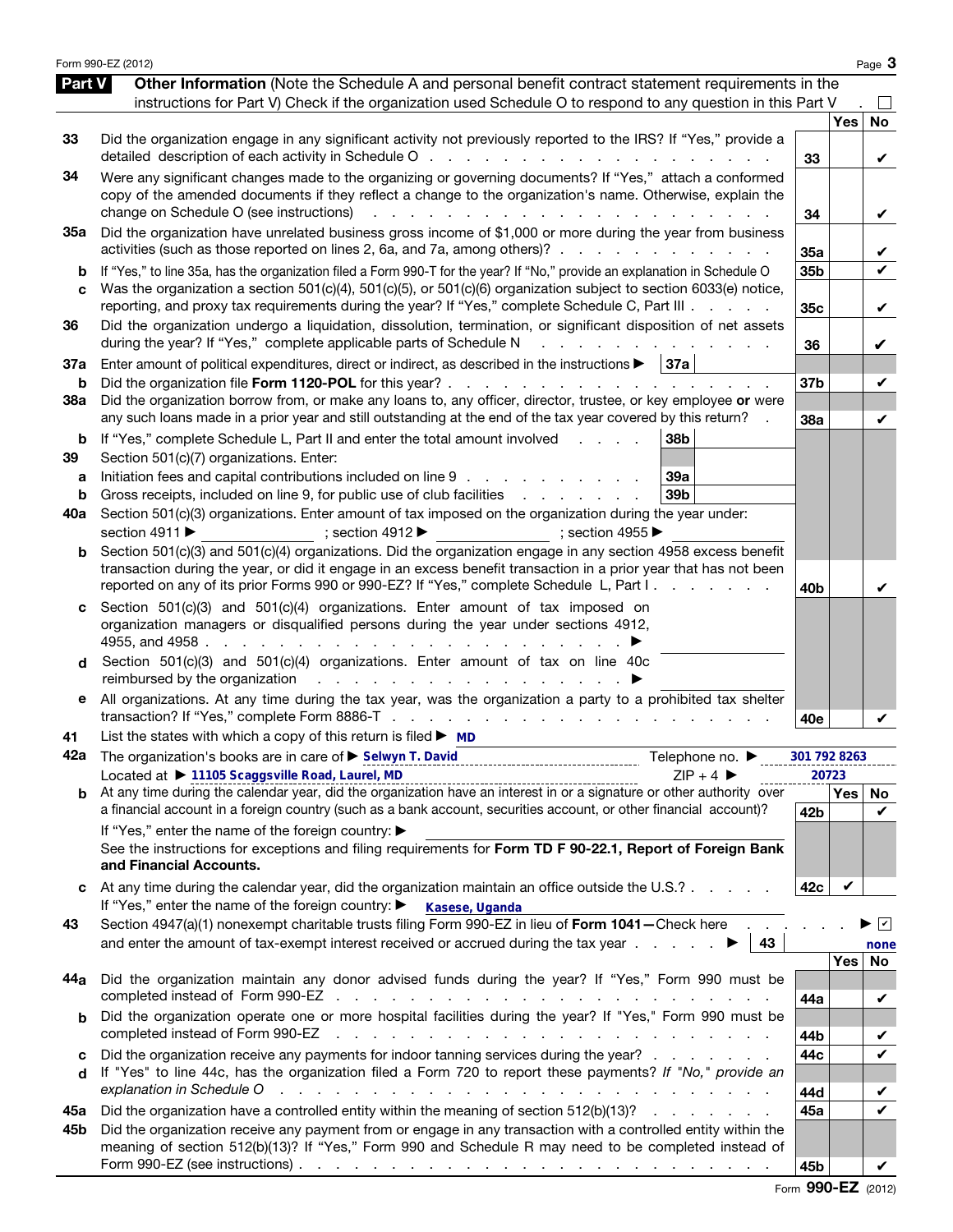Form 990-EZ (2012)

## Part V — Other Information (Note the Schedule A and personal benefit contract statement requirements in the instructions for Part V) Check if the organization used Schedule O to respond to any question in this Part V . ☐

| | | | Yes | No |
|---|---|---|---|---|
| 33 | Did the organization engage in any significant activity not previously reported to the IRS? If "Yes," provide a detailed description of each activity in Schedule O | 33 | | ✔ |
| 34 | Were any significant changes made to the organizing or governing documents? If "Yes," attach a conformed copy of the amended documents if they reflect a change to the organization's name. Otherwise, explain the change on Schedule O (see instructions) | 34 | | ✔ |
| 35a | Did the organization have unrelated business gross income of $1,000 or more during the year from business activities (such as those reported on lines 2, 6a, and 7a, among others)? | 35a | | ✔ |
| b | If "Yes," to line 35a, has the organization filed a Form 990-T for the year? If "No," provide an explanation in Schedule O | 35b | | ✔ |
| c | Was the organization a section 501(c)(4), 501(c)(5), or 501(c)(6) organization subject to section 6033(e) notice, reporting, and proxy tax requirements during the year? If "Yes," complete Schedule C, Part III | 35c | | ✔ |
| 36 | Did the organization undergo a liquidation, dissolution, termination, or significant disposition of net assets during the year? If "Yes," complete applicable parts of Schedule N | 36 | | ✔ |
| 37a | Enter amount of political expenditures, direct or indirect, as described in the instructions ▶ 37a | | | |
| b | Did the organization file **Form 1120-POL** for this year? | 37b | | ✔ |
| 38a | Did the organization borrow from, or make any loans to, any officer, director, trustee, or key employee **or** were any such loans made in a prior year and still outstanding at the end of the tax year covered by this return? | 38a | | ✔ |
| b | If "Yes," complete Schedule L, Part II and enter the total amount involved 38b | | | |
| 39 | Section 501(c)(7) organizations. Enter: | | | |
| a | Initiation fees and capital contributions included on line 9 39a | | | |
| b | Gross receipts, included on line 9, for public use of club facilities 39b | | | |
| 40a | Section 501(c)(3) organizations. Enter amount of tax imposed on the organization during the year under: section 4911 ▶ ; section 4912 ▶ ; section 4955 ▶ | | | |
| b | Section 501(c)(3) and 501(c)(4) organizations. Did the organization engage in any section 4958 excess benefit transaction during the year, or did it engage in an excess benefit transaction in a prior year that has not been reported on any of its prior Forms 990 or 990-EZ? If "Yes," complete Schedule L, Part I | 40b | | ✔ |
| c | Section 501(c)(3) and 501(c)(4) organizations. Enter amount of tax imposed on organization managers or disqualified persons during the year under sections 4912, 4955, and 4958 ▶ | | | |
| d | Section 501(c)(3) and 501(c)(4) organizations. Enter amount of tax on line 40c reimbursed by the organization ▶ | | | |
| e | All organizations. At any time during the tax year, was the organization a party to a prohibited tax shelter transaction? If "Yes," complete Form 8886-T | 40e | | ✔ |

41 List the states with which a copy of this return is filed ▶ MD

42a The organization's books are in care of ▶ Selwyn T. David Telephone no. ▶ 301 792 8263

Located at ▶ 11105 Scaggsville Road, Laurel, MD ZIP + 4 ▶ 20723

| | | | Yes | No |
|---|---|---|---|---|
| b | At any time during the calendar year, did the organization have an interest in or a signature or other authority over a financial account in a foreign country (such as a bank account, securities account, or other financial account)? | 42b | | ✔ |
| | If "Yes," enter the name of the foreign country: ▶<br>See the instructions for exceptions and filing requirements for **Form TD F 90-22.1, Report of Foreign Bank and Financial Accounts.** | | | |
| c | At any time during the calendar year, did the organization maintain an office outside the U.S.? | 42c | ✔ | |
| | If "Yes," enter the name of the foreign country: ▶ Kasese, Uganda | | | |

43 Section 4947(a)(1) nonexempt charitable trusts filing Form 990-EZ in lieu of **Form 1041—**Check here ▶ ☑
and enter the amount of tax-exempt interest received or accrued during the tax year ▶ 43 none

| | | | Yes | No |
|---|---|---|---|---|
| 44a | Did the organization maintain any donor advised funds during the year? If "Yes," Form 990 must be completed instead of Form 990-EZ | 44a | | ✔ |
| b | Did the organization operate one or more hospital facilities during the year? If "Yes," Form 990 must be completed instead of Form 990-EZ | 44b | | ✔ |
| c | Did the organization receive any payments for indoor tanning services during the year? | 44c | | ✔ |
| d | If "Yes" to line 44c, has the organization filed a Form 720 to report these payments? *If "No," provide an explanation in Schedule O* | 44d | | ✔ |
| 45a | Did the organization have a controlled entity within the meaning of section 512(b)(13)? | 45a | | ✔ |
| 45b | Did the organization receive any payment from or engage in any transaction with a controlled entity within the meaning of section 512(b)(13)? If "Yes," Form 990 and Schedule R may need to be completed instead of Form 990-EZ (see instructions) | 45b | | ✔ |

Form **990-EZ** (2012)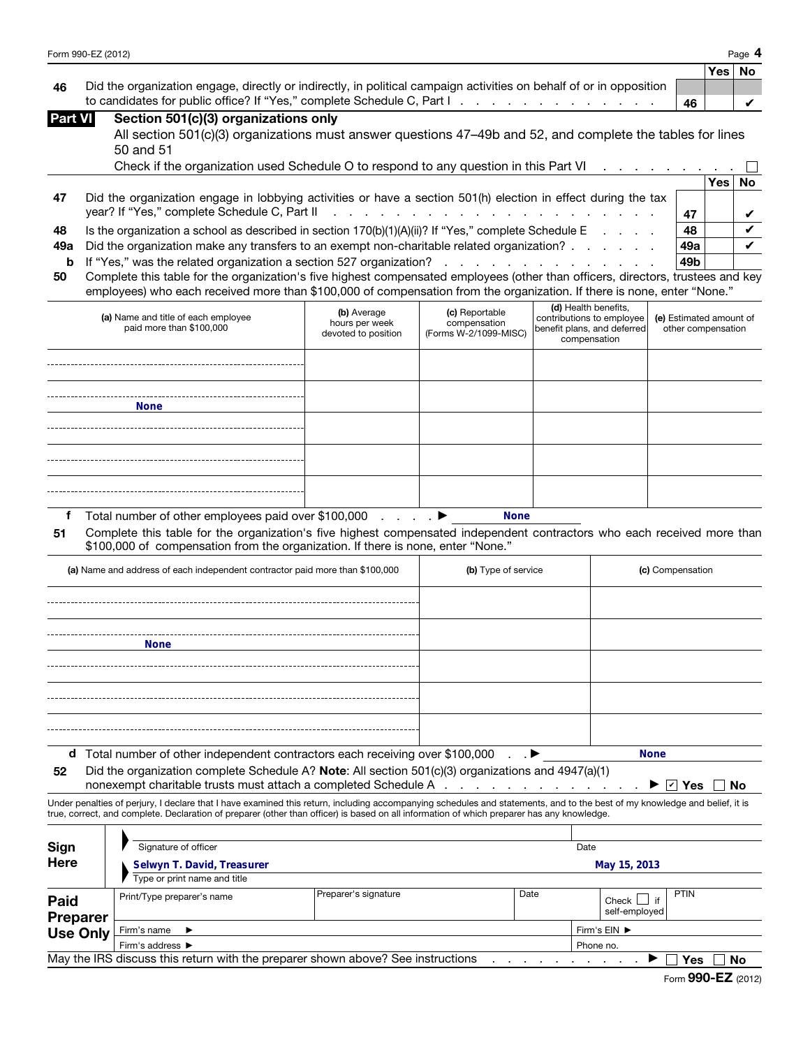| | | | Yes | No |
|---|---|---|---|---|
| **46** | Did the organization engage, directly or indirectly, in political campaign activities on behalf of or in opposition to candidates for public office? If "Yes," complete Schedule C, Part I . . . . . . . . . . . . . . | 46 | | ✔ |

**Part VI** **Section 501(c)(3) organizations only**

All section 501(c)(3) organizations must answer questions 47–49b and 52, and complete the tables for lines 50 and 51

Check if the organization used Schedule O to respond to any question in this Part VI . . . . . . . . . . ☐

| | | | Yes | No |
|---|---|---|---|---|
| **47** | Did the organization engage in lobbying activities or have a section 501(h) election in effect during the tax year? If "Yes," complete Schedule C, Part II . . . . . . . . . . . . . . . . . . . . . . . . | 47 | | ✔ |
| **48** | Is the organization a school as described in section 170(b)(1)(A)(ii)? If "Yes," complete Schedule E . . . . | 48 | | ✔ |
| **49a** | Did the organization make any transfers to an exempt non-charitable related organization? . . . . . . . | 49a | | ✔ |
| **b** | If "Yes," was the related organization a section 527 organization? . . . . . . . . . . . . . . . . | 49b | | |

**50** Complete this table for the organization's five highest compensated employees (other than officers, directors, trustees and key employees) who each received more than $100,000 of compensation from the organization. If there is none, enter "None."

| (a) Name and title of each employee paid more than $100,000 | (b) Average hours per week devoted to position | (c) Reportable compensation (Forms W-2/1099-MISC) | (d) Health benefits, contributions to employee benefit plans, and deferred compensation | (e) Estimated amount of other compensation |
|---|---|---|---|---|
| | | | | |
| None | | | | |
| | | | | |
| | | | | |
| | | | | |

**f** Total number of other employees paid over $100,000 . . . . . ▶ None

**51** Complete this table for the organization's five highest compensated independent contractors who each received more than $100,000 of compensation from the organization. If there is none, enter "None."

| (a) Name and address of each independent contractor paid more than $100,000 | (b) Type of service | (c) Compensation |
|---|---|---|
| | | |
| None | | |
| | | |
| | | |
| | | |

**d** Total number of other independent contractors each receiving over $100,000 . . ▶ None

**52** Did the organization complete Schedule A? **Note:** All section 501(c)(3) organizations and 4947(a)(1) nonexempt charitable trusts must attach a completed Schedule A . . . . . . . . . . . . . . ▶ ☑ Yes ☐ No

Under penalties of perjury, I declare that I have examined this return, including accompanying schedules and statements, and to the best of my knowledge and belief, it is true, correct, and complete. Declaration of preparer (other than officer) is based on all information of which preparer has any knowledge.

**Sign Here**

Signature of officer | Date

Selwyn T. David, Treasurer | May 15, 2013

Type or print name and title

**Paid Preparer Use Only**

| Print/Type preparer's name | Preparer's signature | Date | Check ☐ if self-employed | PTIN |
|---|---|---|---|---|
| | | | | |
| Firm's name ▶ | | | Firm's EIN ▶ | |
| Firm's address ▶ | | | Phone no. | |

May the IRS discuss this return with the preparer shown above? See instructions . . . . . . . . . . . ▶ ☐ Yes ☐ No

Form **990-EZ** (2012)